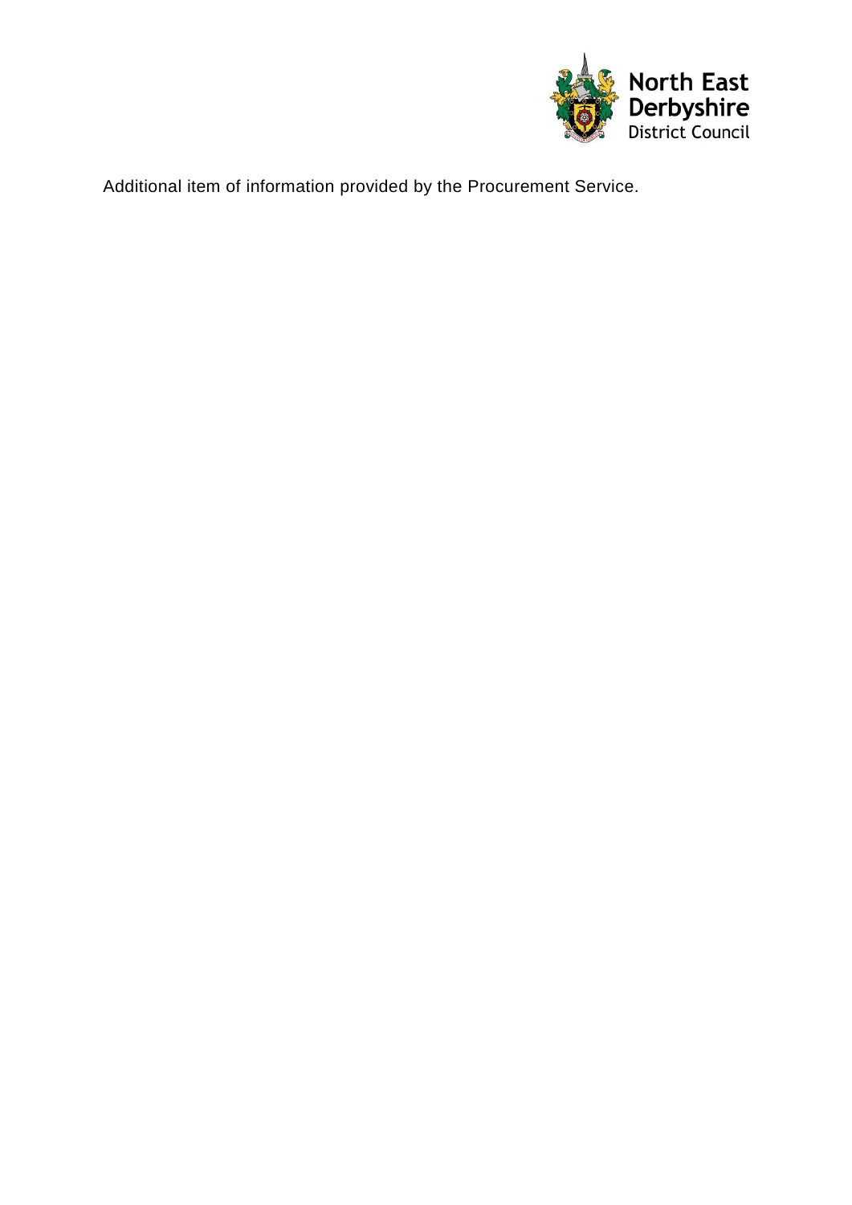North East Derbyshire District Council

Additional item of information provided by the Procurement Service.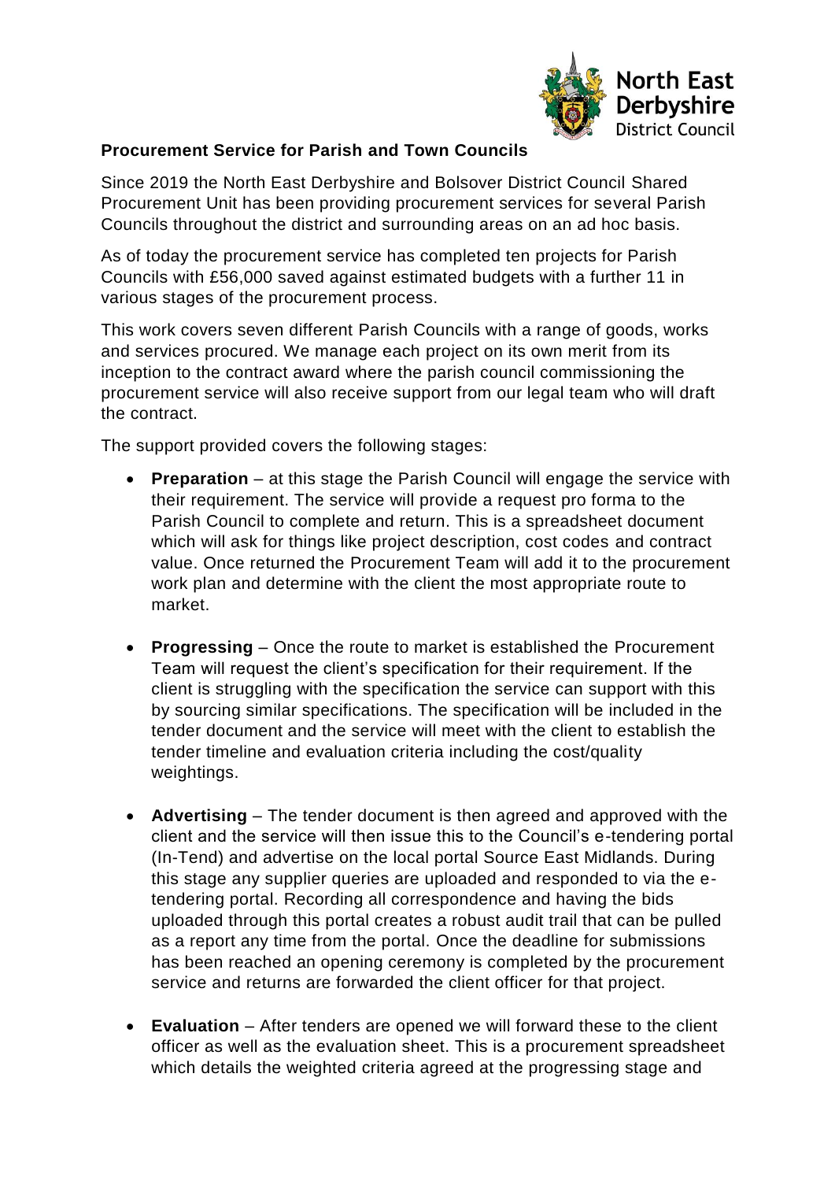**Procurement Service for Parish and Town Councils**

Since 2019 the North East Derbyshire and Bolsover District Council Shared Procurement Unit has been providing procurement services for several Parish Councils throughout the district and surrounding areas on an ad hoc basis.

As of today the procurement service has completed ten projects for Parish Councils with £56,000 saved against estimated budgets with a further 11 in various stages of the procurement process.

This work covers seven different Parish Councils with a range of goods, works and services procured. We manage each project on its own merit from its inception to the contract award where the parish council commissioning the procurement service will also receive support from our legal team who will draft the contract.

The support provided covers the following stages:

- **Preparation** – at this stage the Parish Council will engage the service with their requirement. The service will provide a request pro forma to the Parish Council to complete and return. This is a spreadsheet document which will ask for things like project description, cost codes and contract value. Once returned the Procurement Team will add it to the procurement work plan and determine with the client the most appropriate route to market.

- **Progressing** – Once the route to market is established the Procurement Team will request the client's specification for their requirement. If the client is struggling with the specification the service can support with this by sourcing similar specifications. The specification will be included in the tender document and the service will meet with the client to establish the tender timeline and evaluation criteria including the cost/quality weightings.

- **Advertising** – The tender document is then agreed and approved with the client and the service will then issue this to the Council's e-tendering portal (In-Tend) and advertise on the local portal Source East Midlands. During this stage any supplier queries are uploaded and responded to via the e-tendering portal. Recording all correspondence and having the bids uploaded through this portal creates a robust audit trail that can be pulled as a report any time from the portal. Once the deadline for submissions has been reached an opening ceremony is completed by the procurement service and returns are forwarded the client officer for that project.

- **Evaluation** – After tenders are opened we will forward these to the client officer as well as the evaluation sheet. This is a procurement spreadsheet which details the weighted criteria agreed at the progressing stage and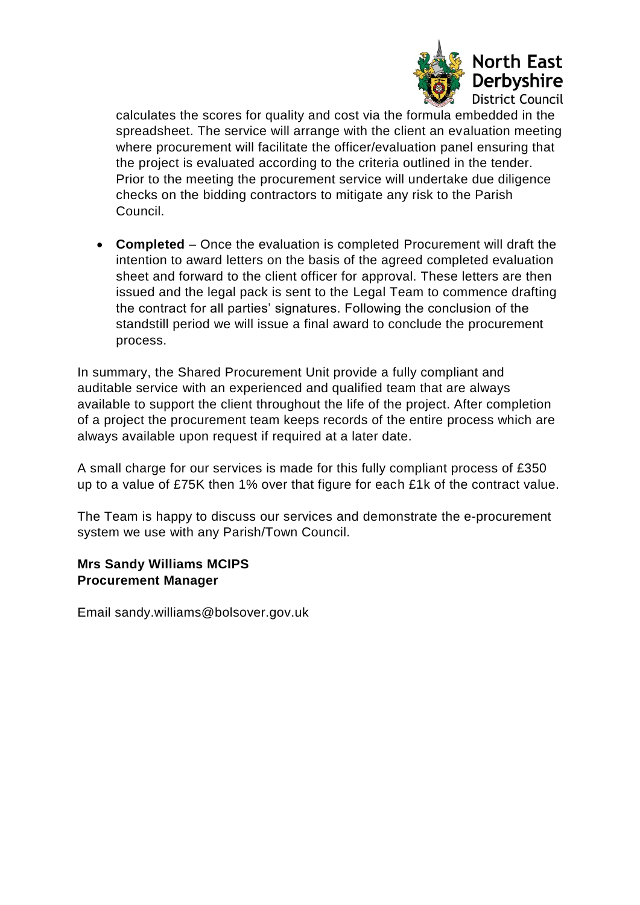calculates the scores for quality and cost via the formula embedded in the spreadsheet. The service will arrange with the client an evaluation meeting where procurement will facilitate the officer/evaluation panel ensuring that the project is evaluated according to the criteria outlined in the tender. Prior to the meeting the procurement service will undertake due diligence checks on the bidding contractors to mitigate any risk to the Parish Council.

- **Completed** – Once the evaluation is completed Procurement will draft the intention to award letters on the basis of the agreed completed evaluation sheet and forward to the client officer for approval. These letters are then issued and the legal pack is sent to the Legal Team to commence drafting the contract for all parties' signatures. Following the conclusion of the standstill period we will issue a final award to conclude the procurement process.

In summary, the Shared Procurement Unit provide a fully compliant and auditable service with an experienced and qualified team that are always available to support the client throughout the life of the project. After completion of a project the procurement team keeps records of the entire process which are always available upon request if required at a later date.

A small charge for our services is made for this fully compliant process of £350 up to a value of £75K then 1% over that figure for each £1k of the contract value.

The Team is happy to discuss our services and demonstrate the e-procurement system we use with any Parish/Town Council.

**Mrs Sandy Williams MCIPS**
**Procurement Manager**

Email sandy.williams@bolsover.gov.uk